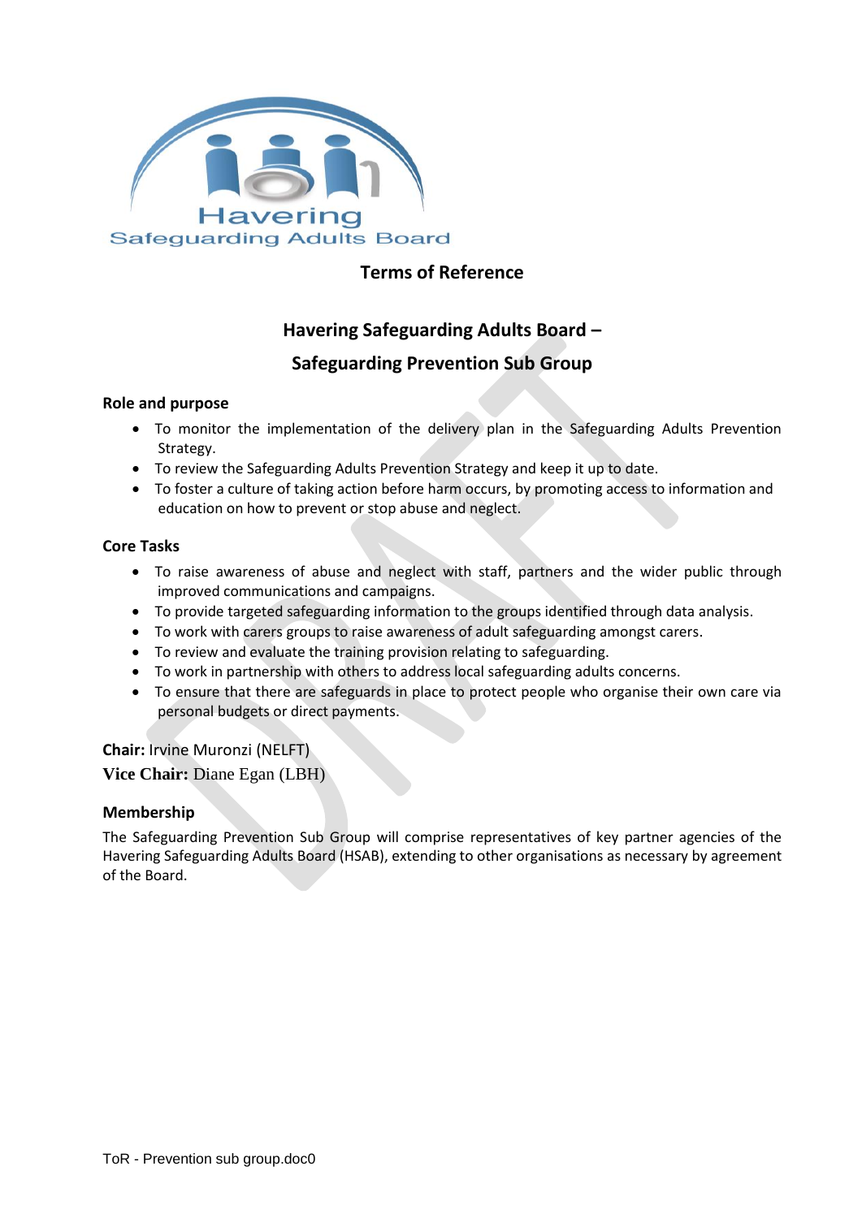Havering
Safeguarding Adults Board

## Terms of Reference

# Havering Safeguarding Adults Board – Safeguarding Prevention Sub Group

### Role and purpose

- To monitor the implementation of the delivery plan in the Safeguarding Adults Prevention Strategy.
- To review the Safeguarding Adults Prevention Strategy and keep it up to date.
- To foster a culture of taking action before harm occurs, by promoting access to information and education on how to prevent or stop abuse and neglect.

### Core Tasks

- To raise awareness of abuse and neglect with staff, partners and the wider public through improved communications and campaigns.
- To provide targeted safeguarding information to the groups identified through data analysis.
- To work with carers groups to raise awareness of adult safeguarding amongst carers.
- To review and evaluate the training provision relating to safeguarding.
- To work in partnership with others to address local safeguarding adults concerns.
- To ensure that there are safeguards in place to protect people who organise their own care via personal budgets or direct payments.

**Chair:** Irvine Muronzi (NELFT)
**Vice Chair:** Diane Egan (LBH)

### Membership

The Safeguarding Prevention Sub Group will comprise representatives of key partner agencies of the Havering Safeguarding Adults Board (HSAB), extending to other organisations as necessary by agreement of the Board.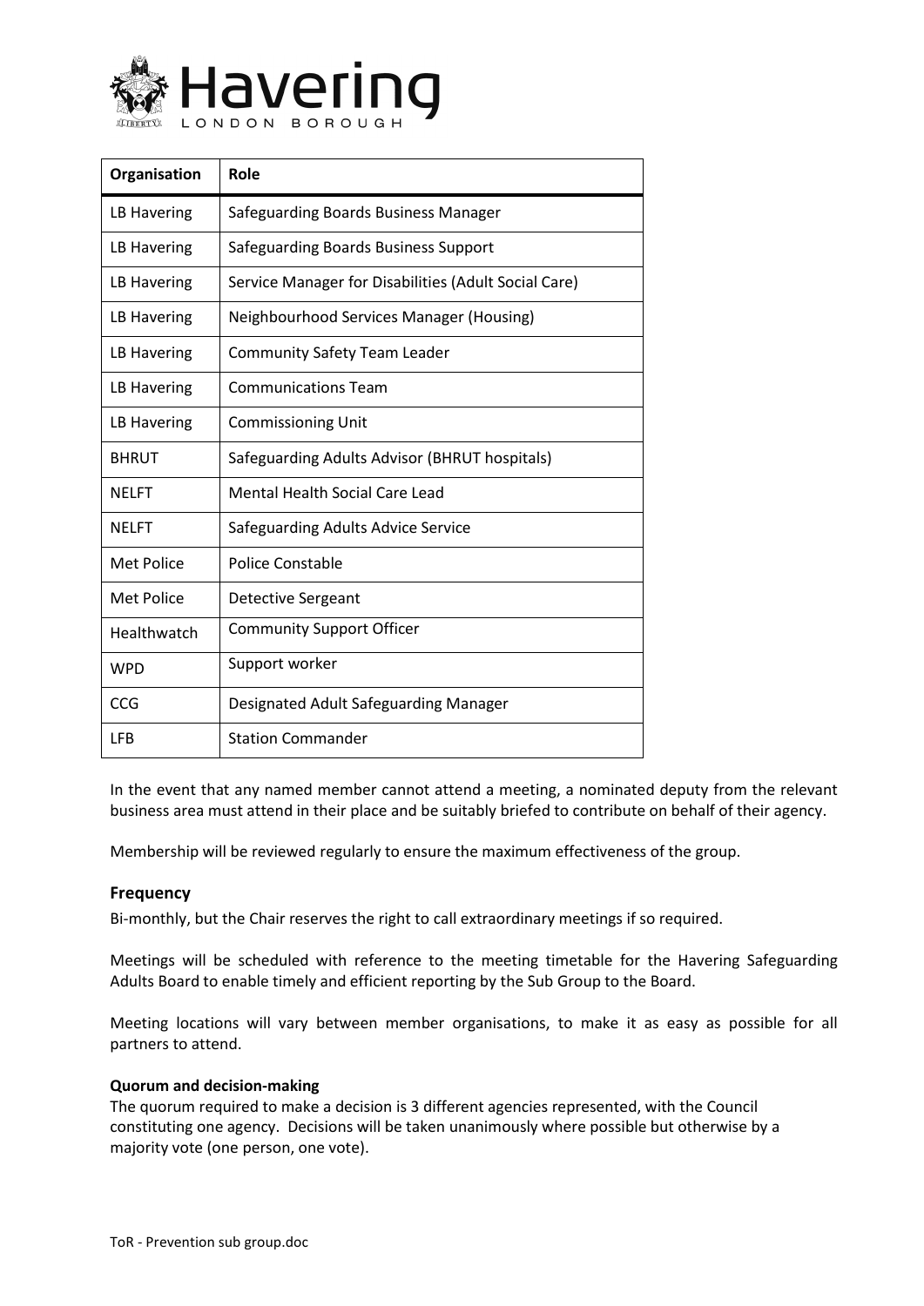| Organisation | Role |
|---|---|
| LB Havering | Safeguarding Boards Business Manager |
| LB Havering | Safeguarding Boards Business Support |
| LB Havering | Service Manager for Disabilities (Adult Social Care) |
| LB Havering | Neighbourhood Services Manager (Housing) |
| LB Havering | Community Safety Team Leader |
| LB Havering | Communications Team |
| LB Havering | Commissioning Unit |
| BHRUT | Safeguarding Adults Advisor (BHRUT hospitals) |
| NELFT | Mental Health Social Care Lead |
| NELFT | Safeguarding Adults Advice Service |
| Met Police | Police Constable |
| Met Police | Detective Sergeant |
| Healthwatch | Community Support Officer |
| WPD | Support worker |
| CCG | Designated Adult Safeguarding Manager |
| LFB | Station Commander |

In the event that any named member cannot attend a meeting, a nominated deputy from the relevant business area must attend in their place and be suitably briefed to contribute on behalf of their agency.

Membership will be reviewed regularly to ensure the maximum effectiveness of the group.

## Frequency

Bi-monthly, but the Chair reserves the right to call extraordinary meetings if so required.

Meetings will be scheduled with reference to the meeting timetable for the Havering Safeguarding Adults Board to enable timely and efficient reporting by the Sub Group to the Board.

Meeting locations will vary between member organisations, to make it as easy as possible for all partners to attend.

### Quorum and decision-making

The quorum required to make a decision is 3 different agencies represented, with the Council constituting one agency. Decisions will be taken unanimously where possible but otherwise by a majority vote (one person, one vote).